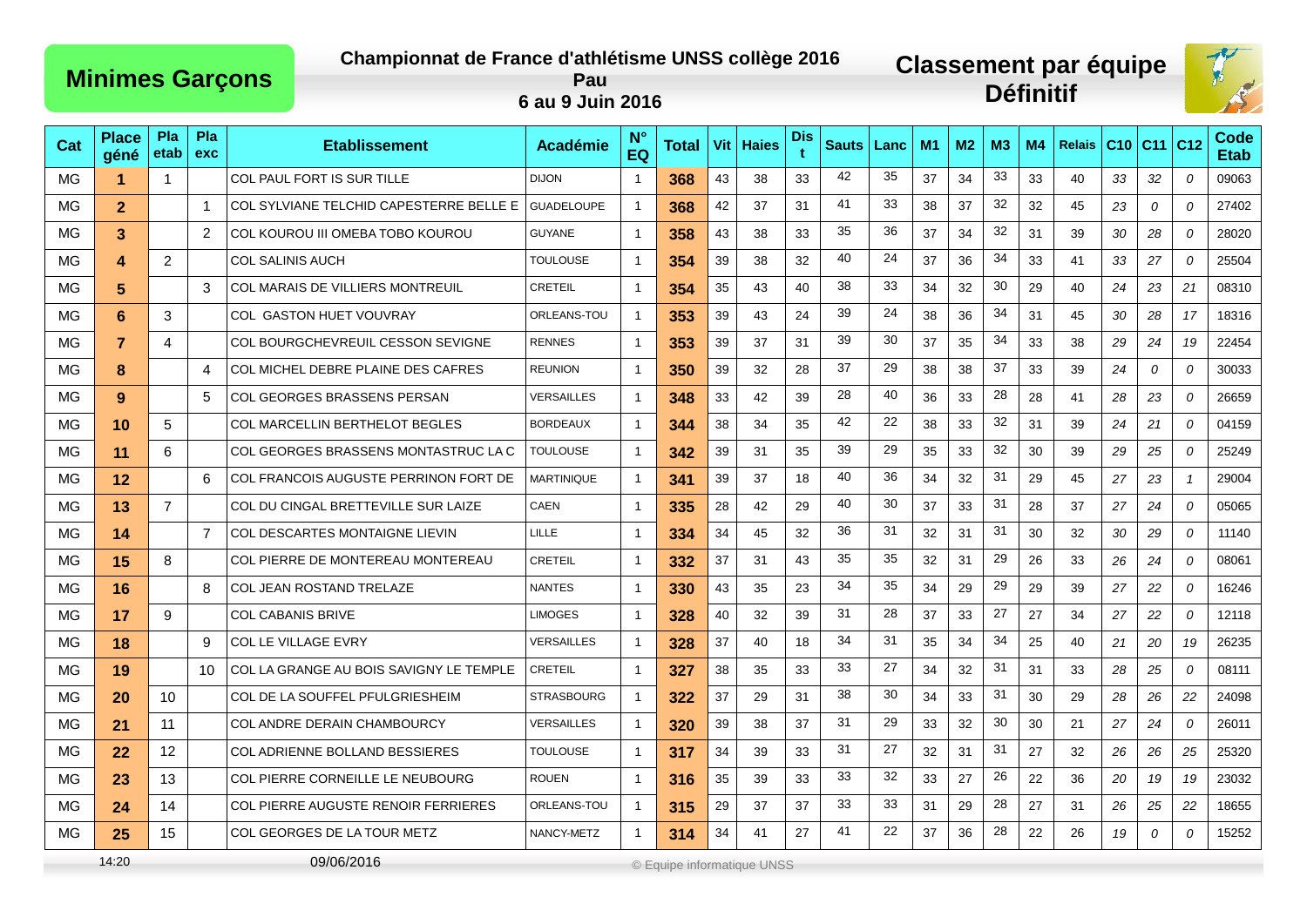# Minimes Garçons

**Championnat de France d'athlétisme UNSS collège 2016**
**Pau**
**6 au 9 Juin 2016**

## Classement par équipe Définitif

| Cat | Place géné | Pla etab | Pla exc | Etablissement | Académie | N° EQ | Total | Vit | Haies | Dist | Sauts | Lanc | M1 | M2 | M3 | M4 | Relais | C10 | C11 | C12 | Code Etab |
|---|---|---|---|---|---|---|---|---|---|---|---|---|---|---|---|---|---|---|---|---|---|
| MG | **1** | 1 | | COL PAUL FORT IS SUR TILLE | DIJON | 1 | **368** | 43 | 38 | 33 | 42 | 35 | 37 | 34 | 33 | 33 | 40 | 33 | 32 | 0 | 09063 |
| MG | **2** | | 1 | COL SYLVIANE TELCHID CAPESTERRE BELLE E | GUADELOUPE | 1 | **368** | 42 | 37 | 31 | 41 | 33 | 38 | 37 | 32 | 32 | 45 | 23 | 0 | 0 | 27402 |
| MG | **3** | | 2 | COL KOUROU III OMEBA TOBO KOUROU | GUYANE | 1 | **358** | 43 | 38 | 33 | 35 | 36 | 37 | 34 | 32 | 31 | 39 | 30 | 28 | 0 | 28020 |
| MG | **4** | 2 | | COL SALINIS AUCH | TOULOUSE | 1 | **354** | 39 | 38 | 32 | 40 | 24 | 37 | 36 | 34 | 33 | 41 | 33 | 27 | 0 | 25504 |
| MG | **5** | | 3 | COL MARAIS DE VILLIERS MONTREUIL | CRETEIL | 1 | **354** | 35 | 43 | 40 | 38 | 33 | 34 | 32 | 30 | 29 | 40 | 24 | 23 | 21 | 08310 |
| MG | **6** | 3 | | COL GASTON HUET VOUVRAY | ORLEANS-TOU | 1 | **353** | 39 | 43 | 24 | 39 | 24 | 38 | 36 | 34 | 31 | 45 | 30 | 28 | 17 | 18316 |
| MG | **7** | 4 | | COL BOURGCHEVREUIL CESSON SEVIGNE | RENNES | 1 | **353** | 39 | 37 | 31 | 39 | 30 | 37 | 35 | 34 | 33 | 38 | 29 | 24 | 19 | 22454 |
| MG | **8** | | 4 | COL MICHEL DEBRE PLAINE DES CAFRES | REUNION | 1 | **350** | 39 | 32 | 28 | 37 | 29 | 38 | 38 | 37 | 33 | 39 | 24 | 0 | 0 | 30033 |
| MG | **9** | | 5 | COL GEORGES BRASSENS PERSAN | VERSAILLES | 1 | **348** | 33 | 42 | 39 | 28 | 40 | 36 | 33 | 28 | 28 | 41 | 28 | 23 | 0 | 26659 |
| MG | **10** | 5 | | COL MARCELLIN BERTHELOT BEGLES | BORDEAUX | 1 | **344** | 38 | 34 | 35 | 42 | 22 | 38 | 33 | 32 | 31 | 39 | 24 | 21 | 0 | 04159 |
| MG | **11** | 6 | | COL GEORGES BRASSENS MONTASTRUC LA C | TOULOUSE | 1 | **342** | 39 | 31 | 35 | 39 | 29 | 35 | 33 | 32 | 30 | 39 | 29 | 25 | 0 | 25249 |
| MG | **12** | | 6 | COL FRANCOIS AUGUSTE PERRINON FORT DE | MARTINIQUE | 1 | **341** | 39 | 37 | 18 | 40 | 36 | 34 | 32 | 31 | 29 | 45 | 27 | 23 | 1 | 29004 |
| MG | **13** | 7 | | COL DU CINGAL BRETTEVILLE SUR LAIZE | CAEN | 1 | **335** | 28 | 42 | 29 | 40 | 30 | 37 | 33 | 31 | 28 | 37 | 27 | 24 | 0 | 05065 |
| MG | **14** | | 7 | COL DESCARTES MONTAIGNE LIEVIN | LILLE | 1 | **334** | 34 | 45 | 32 | 36 | 31 | 32 | 31 | 31 | 30 | 32 | 30 | 29 | 0 | 11140 |
| MG | **15** | 8 | | COL PIERRE DE MONTEREAU MONTEREAU | CRETEIL | 1 | **332** | 37 | 31 | 43 | 35 | 35 | 32 | 31 | 29 | 26 | 33 | 26 | 24 | 0 | 08061 |
| MG | **16** | | 8 | COL JEAN ROSTAND TRELAZE | NANTES | 1 | **330** | 43 | 35 | 23 | 34 | 35 | 34 | 29 | 29 | 29 | 39 | 27 | 22 | 0 | 16246 |
| MG | **17** | 9 | | COL CABANIS BRIVE | LIMOGES | 1 | **328** | 40 | 32 | 39 | 31 | 28 | 37 | 33 | 27 | 27 | 34 | 27 | 22 | 0 | 12118 |
| MG | **18** | | 9 | COL LE VILLAGE EVRY | VERSAILLES | 1 | **328** | 37 | 40 | 18 | 34 | 31 | 35 | 34 | 34 | 25 | 40 | 21 | 20 | 19 | 26235 |
| MG | **19** | | 10 | COL LA GRANGE AU BOIS SAVIGNY LE TEMPLE | CRETEIL | 1 | **327** | 38 | 35 | 33 | 33 | 27 | 34 | 32 | 31 | 31 | 33 | 28 | 25 | 0 | 08111 |
| MG | **20** | 10 | | COL DE LA SOUFFEL PFULGRIESHEIM | STRASBOURG | 1 | **322** | 37 | 29 | 31 | 38 | 30 | 34 | 33 | 31 | 30 | 29 | 28 | 26 | 22 | 24098 |
| MG | **21** | 11 | | COL ANDRE DERAIN CHAMBOURCY | VERSAILLES | 1 | **320** | 39 | 38 | 37 | 31 | 29 | 33 | 32 | 30 | 30 | 21 | 27 | 24 | 0 | 26011 |
| MG | **22** | 12 | | COL ADRIENNE BOLLAND BESSIERES | TOULOUSE | 1 | **317** | 34 | 39 | 33 | 31 | 27 | 32 | 31 | 31 | 27 | 32 | 26 | 26 | 25 | 25320 |
| MG | **23** | 13 | | COL PIERRE CORNEILLE LE NEUBOURG | ROUEN | 1 | **316** | 35 | 39 | 33 | 33 | 32 | 33 | 27 | 26 | 22 | 36 | 20 | 19 | 19 | 23032 |
| MG | **24** | 14 | | COL PIERRE AUGUSTE RENOIR FERRIERES | ORLEANS-TOU | 1 | **315** | 29 | 37 | 37 | 33 | 33 | 31 | 29 | 28 | 27 | 31 | 26 | 25 | 22 | 18655 |
| MG | **25** | 15 | | COL GEORGES DE LA TOUR METZ | NANCY-METZ | 1 | **314** | 34 | 41 | 27 | 41 | 22 | 37 | 36 | 28 | 22 | 26 | 19 | 0 | 0 | 15252 |

14:20 09/06/2016 © Equipe informatique UNSS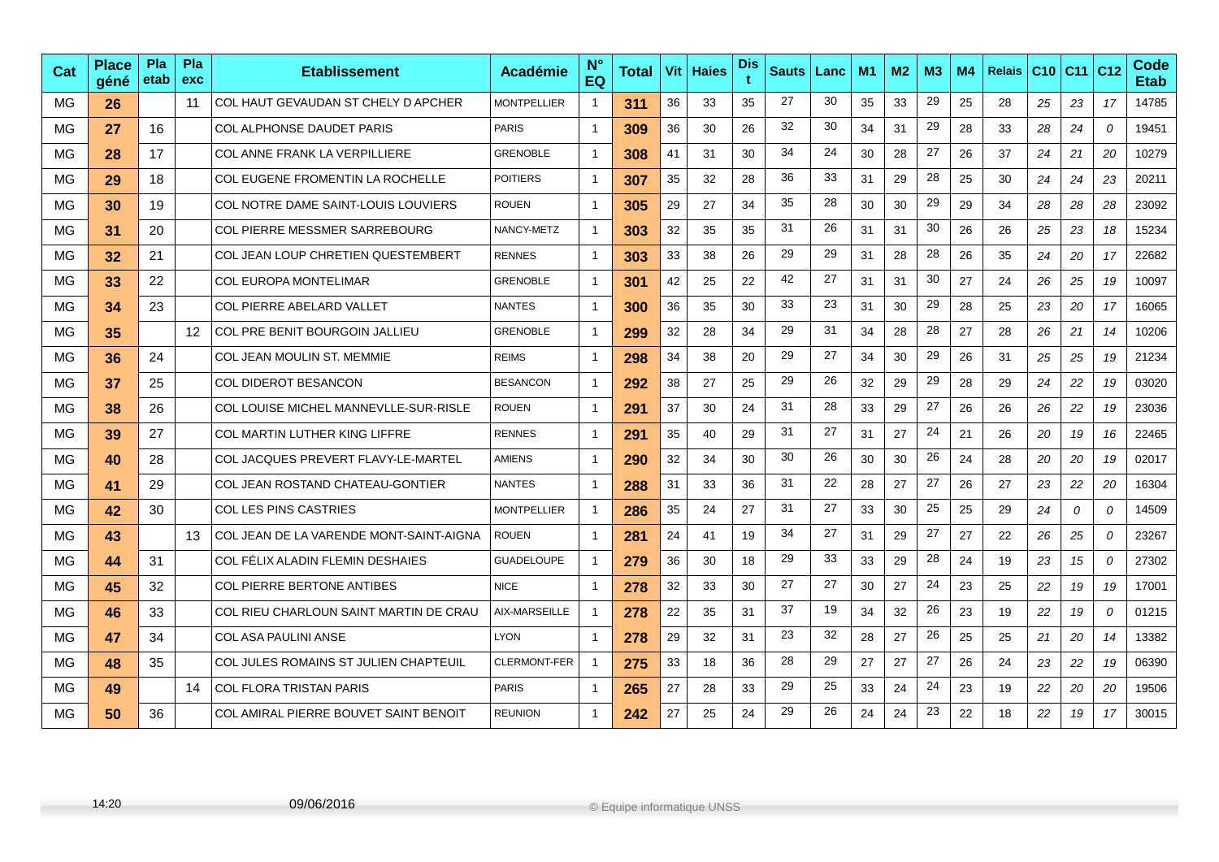| Cat | Place géné | Pla etab | Pla exc | Etablissement | Académie | N° EQ | Total | Vit | Haies | Dist | Sauts | Lanc | M1 | M2 | M3 | M4 | Relais | C10 | C11 | C12 | Code Etab |
|---|---|---|---|---|---|---|---|---|---|---|---|---|---|---|---|---|---|---|---|---|---|
| MG | 26 | | 11 | COL HAUT GEVAUDAN ST CHELY D APCHER | MONTPELLIER | 1 | 311 | 36 | 33 | 35 | 27 | 30 | 35 | 33 | 29 | 25 | 28 | 25 | 23 | 17 | 14785 |
| MG | 27 | 16 | | COL ALPHONSE DAUDET PARIS | PARIS | 1 | 309 | 36 | 30 | 26 | 32 | 30 | 34 | 31 | 29 | 28 | 33 | 28 | 24 | 0 | 19451 |
| MG | 28 | 17 | | COL ANNE FRANK LA VERPILLIERE | GRENOBLE | 1 | 308 | 41 | 31 | 30 | 34 | 24 | 30 | 28 | 27 | 26 | 37 | 24 | 21 | 20 | 10279 |
| MG | 29 | 18 | | COL EUGENE FROMENTIN LA ROCHELLE | POITIERS | 1 | 307 | 35 | 32 | 28 | 36 | 33 | 31 | 29 | 28 | 25 | 30 | 24 | 24 | 23 | 20211 |
| MG | 30 | 19 | | COL NOTRE DAME SAINT-LOUIS LOUVIERS | ROUEN | 1 | 305 | 29 | 27 | 34 | 35 | 28 | 30 | 30 | 29 | 29 | 34 | 28 | 28 | 28 | 23092 |
| MG | 31 | 20 | | COL PIERRE MESSMER SARREBOURG | NANCY-METZ | 1 | 303 | 32 | 35 | 35 | 31 | 26 | 31 | 31 | 30 | 26 | 26 | 25 | 23 | 18 | 15234 |
| MG | 32 | 21 | | COL JEAN LOUP CHRETIEN QUESTEMBERT | RENNES | 1 | 303 | 33 | 38 | 26 | 29 | 29 | 31 | 28 | 28 | 26 | 35 | 24 | 20 | 17 | 22682 |
| MG | 33 | 22 | | COL EUROPA MONTELIMAR | GRENOBLE | 1 | 301 | 42 | 25 | 22 | 42 | 27 | 31 | 31 | 30 | 27 | 24 | 26 | 25 | 19 | 10097 |
| MG | 34 | 23 | | COL PIERRE ABELARD VALLET | NANTES | 1 | 300 | 36 | 35 | 30 | 33 | 23 | 31 | 30 | 29 | 28 | 25 | 23 | 20 | 17 | 16065 |
| MG | 35 | | 12 | COL PRE BENIT BOURGOIN JALLIEU | GRENOBLE | 1 | 299 | 32 | 28 | 34 | 29 | 31 | 34 | 28 | 28 | 27 | 28 | 26 | 21 | 14 | 10206 |
| MG | 36 | 24 | | COL JEAN MOULIN ST. MEMMIE | REIMS | 1 | 298 | 34 | 38 | 20 | 29 | 27 | 34 | 30 | 29 | 26 | 31 | 25 | 25 | 19 | 21234 |
| MG | 37 | 25 | | COL DIDEROT BESANCON | BESANCON | 1 | 292 | 38 | 27 | 25 | 29 | 26 | 32 | 29 | 29 | 28 | 29 | 24 | 22 | 19 | 03020 |
| MG | 38 | 26 | | COL LOUISE MICHEL MANNEVLLE-SUR-RISLE | ROUEN | 1 | 291 | 37 | 30 | 24 | 31 | 28 | 33 | 29 | 27 | 26 | 26 | 26 | 22 | 19 | 23036 |
| MG | 39 | 27 | | COL MARTIN LUTHER KING LIFFRE | RENNES | 1 | 291 | 35 | 40 | 29 | 31 | 27 | 31 | 27 | 24 | 21 | 26 | 20 | 19 | 16 | 22465 |
| MG | 40 | 28 | | COL JACQUES PREVERT FLAVY-LE-MARTEL | AMIENS | 1 | 290 | 32 | 34 | 30 | 30 | 26 | 30 | 30 | 26 | 24 | 28 | 20 | 20 | 19 | 02017 |
| MG | 41 | 29 | | COL JEAN ROSTAND CHATEAU-GONTIER | NANTES | 1 | 288 | 31 | 33 | 36 | 31 | 22 | 28 | 27 | 27 | 26 | 27 | 23 | 22 | 20 | 16304 |
| MG | 42 | 30 | | COL LES PINS CASTRIES | MONTPELLIER | 1 | 286 | 35 | 24 | 27 | 31 | 27 | 33 | 30 | 25 | 25 | 29 | 24 | 0 | 0 | 14509 |
| MG | 43 | | 13 | COL JEAN DE LA VARENDE MONT-SAINT-AIGNA | ROUEN | 1 | 281 | 24 | 41 | 19 | 34 | 27 | 31 | 29 | 27 | 27 | 22 | 26 | 25 | 0 | 23267 |
| MG | 44 | 31 | | COL FÉLIX ALADIN FLEMIN DESHAIES | GUADELOUPE | 1 | 279 | 36 | 30 | 18 | 29 | 33 | 33 | 29 | 28 | 24 | 19 | 23 | 15 | 0 | 27302 |
| MG | 45 | 32 | | COL PIERRE BERTONE ANTIBES | NICE | 1 | 278 | 32 | 33 | 30 | 27 | 27 | 30 | 27 | 24 | 23 | 25 | 22 | 19 | 19 | 17001 |
| MG | 46 | 33 | | COL RIEU CHARLOUN SAINT MARTIN DE CRAU | AIX-MARSEILLE | 1 | 278 | 22 | 35 | 31 | 37 | 19 | 34 | 32 | 26 | 23 | 19 | 22 | 19 | 0 | 01215 |
| MG | 47 | 34 | | COL ASA PAULINI ANSE | LYON | 1 | 278 | 29 | 32 | 31 | 23 | 32 | 28 | 27 | 26 | 25 | 25 | 21 | 20 | 14 | 13382 |
| MG | 48 | 35 | | COL JULES ROMAINS ST JULIEN CHAPTEUIL | CLERMONT-FER | 1 | 275 | 33 | 18 | 36 | 28 | 29 | 27 | 27 | 27 | 26 | 24 | 23 | 22 | 19 | 06390 |
| MG | 49 | | 14 | COL FLORA TRISTAN PARIS | PARIS | 1 | 265 | 27 | 28 | 33 | 29 | 25 | 33 | 24 | 24 | 23 | 19 | 22 | 20 | 20 | 19506 |
| MG | 50 | 36 | | COL AMIRAL PIERRE BOUVET SAINT BENOIT | REUNION | 1 | 242 | 27 | 25 | 24 | 29 | 26 | 24 | 24 | 23 | 22 | 18 | 22 | 19 | 17 | 30015 |

14:20 09/06/2016 © Equipe informatique UNSS